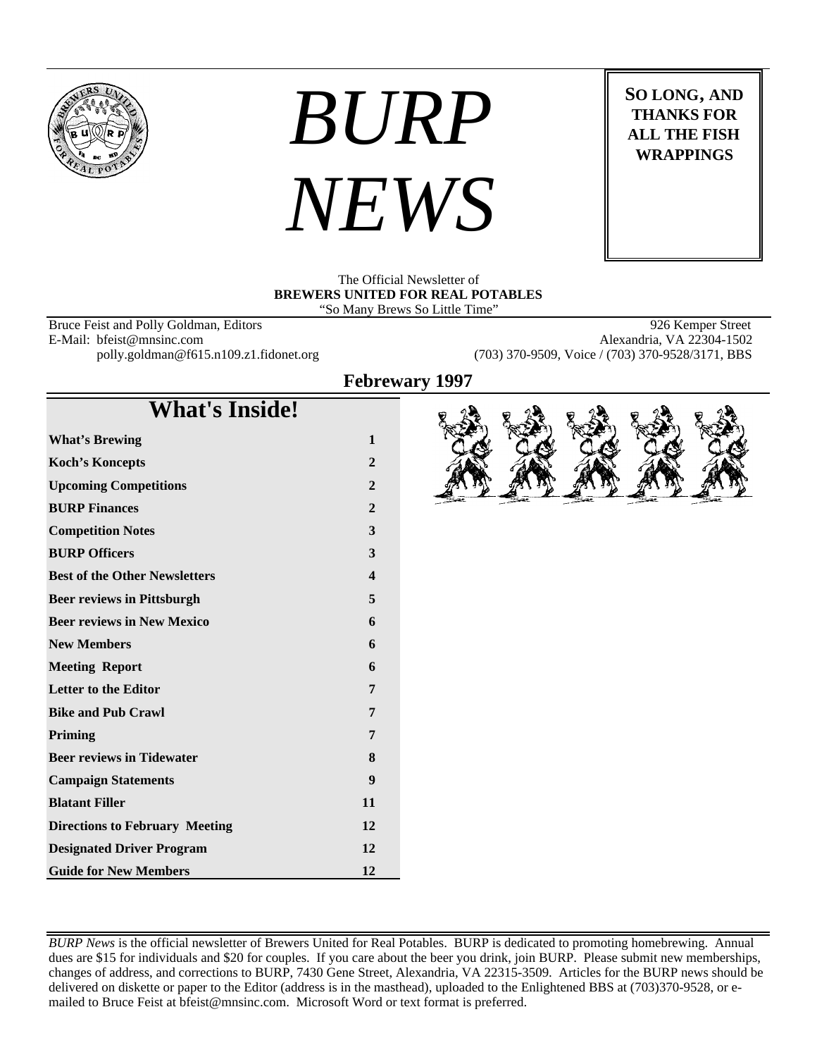# BURP NEWS

**SO LONG, AND THANKS FOR ALL THE FISH WRAPPINGS**

The Official Newsletter of
**BREWERS UNITED FOR REAL POTABLES**
"So Many Brews So Little Time"

Bruce Feist and Polly Goldman, Editors
E-Mail: bfeist@mnsinc.com
polly.goldman@f615.n109.z1.fidonet.org

926 Kemper Street
Alexandria, VA 22304-1502
(703) 370-9509, Voice / (703) 370-9528/3171, BBS

**Febrewary 1997**

## What's Inside!

| | |
|---|---|
| **What's Brewing** | **1** |
| **Koch's Koncepts** | **2** |
| **Upcoming Competitions** | **2** |
| **BURP Finances** | **2** |
| **Competition Notes** | **3** |
| **BURP Officers** | **3** |
| **Best of the Other Newsletters** | **4** |
| **Beer reviews in Pittsburgh** | **5** |
| **Beer reviews in New Mexico** | **6** |
| **New Members** | **6** |
| **Meeting Report** | **6** |
| **Letter to the Editor** | **7** |
| **Bike and Pub Crawl** | **7** |
| **Priming** | **7** |
| **Beer reviews in Tidewater** | **8** |
| **Campaign Statements** | **9** |
| **Blatant Filler** | **11** |
| **Directions to February Meeting** | **12** |
| **Designated Driver Program** | **12** |
| **Guide for New Members** | **12** |

*BURP News* is the official newsletter of Brewers United for Real Potables. BURP is dedicated to promoting homebrewing. Annual dues are $15 for individuals and $20 for couples. If you care about the beer you drink, join BURP. Please submit new memberships, changes of address, and corrections to BURP, 7430 Gene Street, Alexandria, VA 22315-3509. Articles for the BURP news should be delivered on diskette or paper to the Editor (address is in the masthead), uploaded to the Enlightened BBS at (703)370-9528, or e-mailed to Bruce Feist at bfeist@mnsinc.com. Microsoft Word or text format is preferred.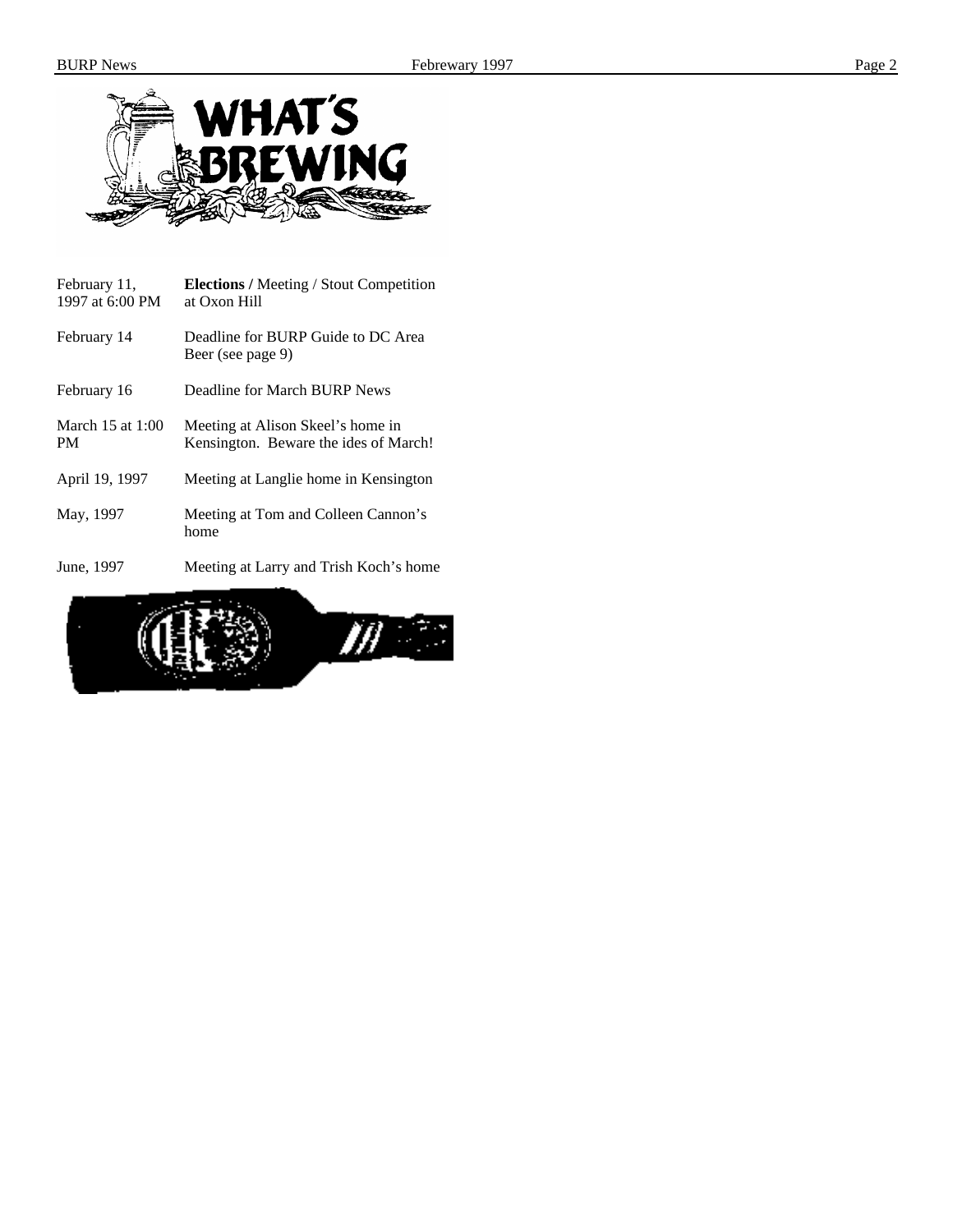# WHAT'S BREWING

| | |
|---|---|
| February 11, 1997 at 6:00 PM | **Elections /** Meeting / Stout Competition at Oxon Hill |
| February 14 | Deadline for BURP Guide to DC Area Beer (see page 9) |
| February 16 | Deadline for March BURP News |
| March 15 at 1:00 PM | Meeting at Alison Skeel's home in Kensington. Beware the ides of March! |
| April 19, 1997 | Meeting at Langlie home in Kensington |
| May, 1997 | Meeting at Tom and Colleen Cannon's home |
| June, 1997 | Meeting at Larry and Trish Koch's home |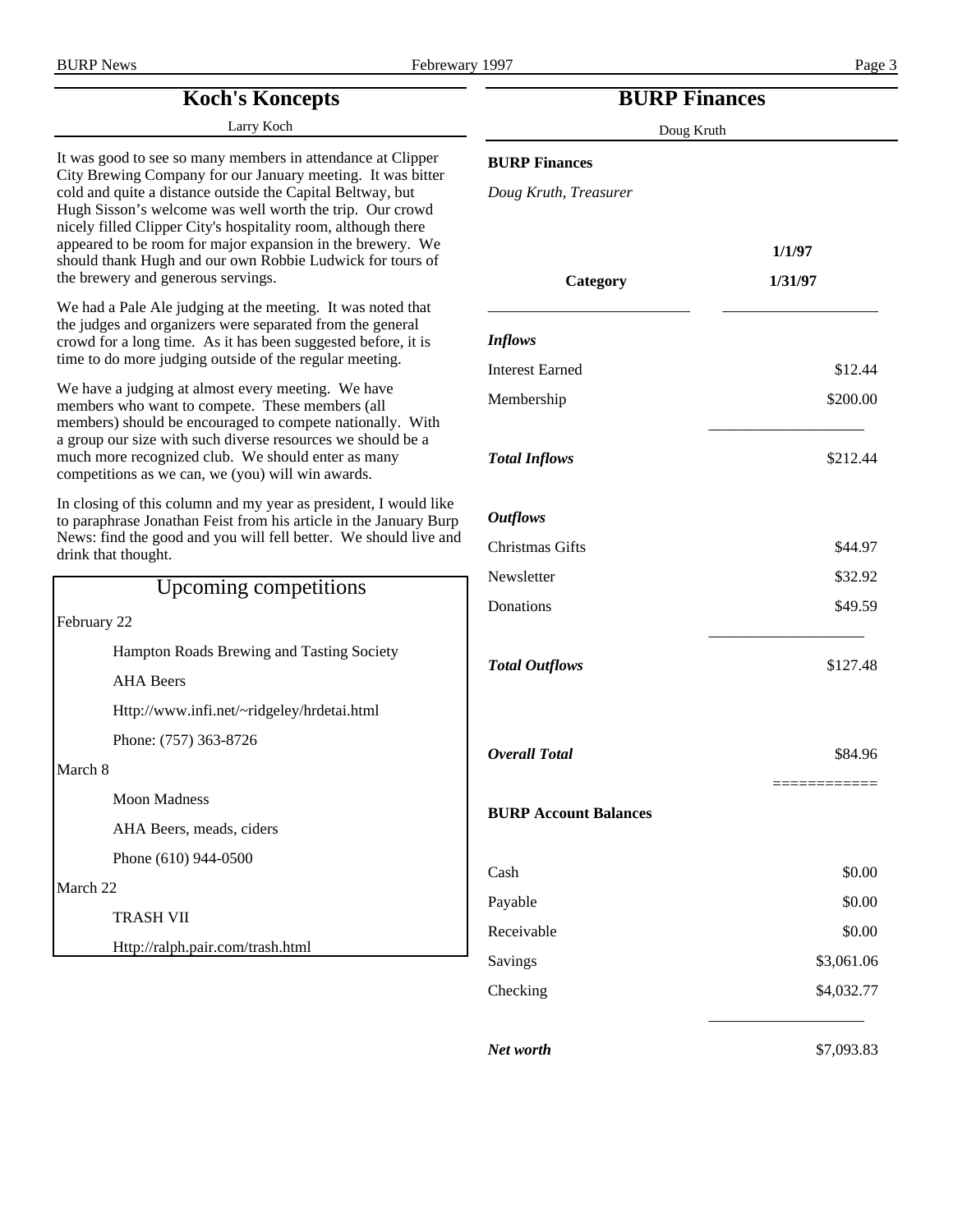## Koch's Koncepts

Larry Koch

It was good to see so many members in attendance at Clipper City Brewing Company for our January meeting. It was bitter cold and quite a distance outside the Capital Beltway, but Hugh Sisson's welcome was well worth the trip. Our crowd nicely filled Clipper City's hospitality room, although there appeared to be room for major expansion in the brewery. We should thank Hugh and our own Robbie Ludwick for tours of the brewery and generous servings.

We had a Pale Ale judging at the meeting. It was noted that the judges and organizers were separated from the general crowd for a long time. As it has been suggested before, it is time to do more judging outside of the regular meeting.

We have a judging at almost every meeting. We have members who want to compete. These members (all members) should be encouraged to compete nationally. With a group our size with such diverse resources we should be a much more recognized club. We should enter as many competitions as we can, we (you) will win awards.

In closing of this column and my year as president, I would like to paraphrase Jonathan Feist from his article in the January Burp News: find the good and you will fell better. We should live and drink that thought.

### Upcoming competitions

February 22

- Hampton Roads Brewing and Tasting Society
- AHA Beers
- Http://www.infi.net/~ridgeley/hrdetai.html
- Phone: (757) 363-8726

March 8

- Moon Madness
- AHA Beers, meads, ciders
- Phone (610) 944-0500

March 22

- TRASH VII
- Http://ralph.pair.com/trash.html

## BURP Finances

Doug Kruth

**BURP Finances**

*Doug Kruth, Treasurer*

| **Category** | **1/1/97 1/31/97** |
|---|---|
| ***Inflows*** | |
| Interest Earned | $12.44 |
| Membership | $200.00 |
| ***Total Inflows*** | $212.44 |
| ***Outflows*** | |
| Christmas Gifts | $44.97 |
| Newsletter | $32.92 |
| Donations | $49.59 |
| ***Total Outflows*** | $127.48 |
| ***Overall Total*** | $84.96 |

**BURP Account Balances**

| | |
|---|---|
| Cash | $0.00 |
| Payable | $0.00 |
| Receivable | $0.00 |
| Savings | $3,061.06 |
| Checking | $4,032.77 |
| ***Net worth*** | $7,093.83 |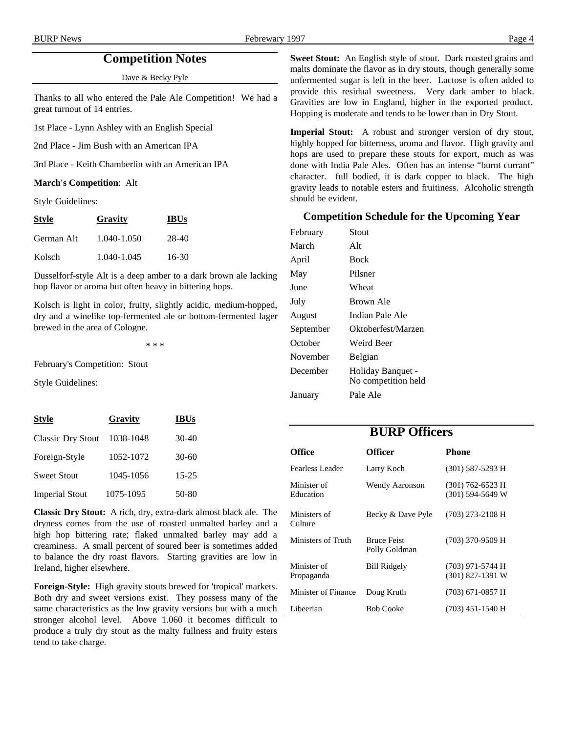## Competition Notes

Dave & Becky Pyle

Thanks to all who entered the Pale Ale Competition! We had a great turnout of 14 entries.

1st Place - Lynn Ashley with an English Special

2nd Place - Jim Bush with an American IPA

3rd Place - Keith Chamberlin with an American IPA

**March's Competition**: Alt

Style Guidelines:

| Style | Gravity | IBUs |
|---|---|---|
| German Alt | 1.040-1.050 | 28-40 |
| Kolsch | 1.040-1.045 | 16-30 |

Dusselforf-style Alt is a deep amber to a dark brown ale lacking hop flavor or aroma but often heavy in bittering hops.

Kolsch is light in color, fruity, slightly acidic, medium-hopped, dry and a winelike top-fermented ale or bottom-fermented lager brewed in the area of Cologne.

\* \* \*

February's Competition: Stout

Style Guidelines:

| Style | Gravity | IBUs |
|---|---|---|
| Classic Dry Stout | 1038-1048 | 30-40 |
| Foreign-Style | 1052-1072 | 30-60 |
| Sweet Stout | 1045-1056 | 15-25 |
| Imperial Stout | 1075-1095 | 50-80 |

**Classic Dry Stout:** A rich, dry, extra-dark almost black ale. The dryness comes from the use of roasted unmalted barley and a high hop bittering rate; flaked unmalted barley may add a creaminess. A small percent of soured beer is sometimes added to balance the dry roast flavors. Starting gravities are low in Ireland, higher elsewhere.

**Foreign-Style:** High gravity stouts brewed for 'tropical' markets. Both dry and sweet versions exist. They possess many of the same characteristics as the low gravity versions but with a much stronger alcohol level. Above 1.060 it becomes difficult to produce a truly dry stout as the malty fullness and fruity esters tend to take charge.

**Sweet Stout:** An English style of stout. Dark roasted grains and malts dominate the flavor as in dry stouts, though generally some unfermented sugar is left in the beer. Lactose is often added to provide this residual sweetness. Very dark amber to black. Gravities are low in England, higher in the exported product. Hopping is moderate and tends to be lower than in Dry Stout.

**Imperial Stout:** A robust and stronger version of dry stout, highly hopped for bitterness, aroma and flavor. High gravity and hops are used to prepare these stouts for export, much as was done with India Pale Ales. Often has an intense "burnt currant" character. full bodied, it is dark copper to black. The high gravity leads to notable esters and fruitiness. Alcoholic strength should be evident.

### Competition Schedule for the Upcoming Year

| | |
|---|---|
| February | Stout |
| March | Alt |
| April | Bock |
| May | Pilsner |
| June | Wheat |
| July | Brown Ale |
| August | Indian Pale Ale |
| September | Oktoberfest/Marzen |
| October | Weird Beer |
| November | Belgian |
| December | Holiday Banquet - No competition held |
| January | Pale Ale |

## BURP Officers

| Office | Officer | Phone |
|---|---|---|
| Fearless Leader | Larry Koch | (301) 587-5293 H |
| Minister of Education | Wendy Aaronson | (301) 762-6523 H<br>(301) 594-5649 W |
| Ministers of Culture | Becky & Dave Pyle | (703) 273-2108 H |
| Ministers of Truth | Bruce Feist<br>Polly Goldman | (703) 370-9509 H |
| Minister of Propaganda | Bill Ridgely | (703) 971-5744 H<br>(301) 827-1391 W |
| Minister of Finance | Doug Kruth | (703) 671-0857 H |
| Libeerian | Bob Cooke | (703) 451-1540 H |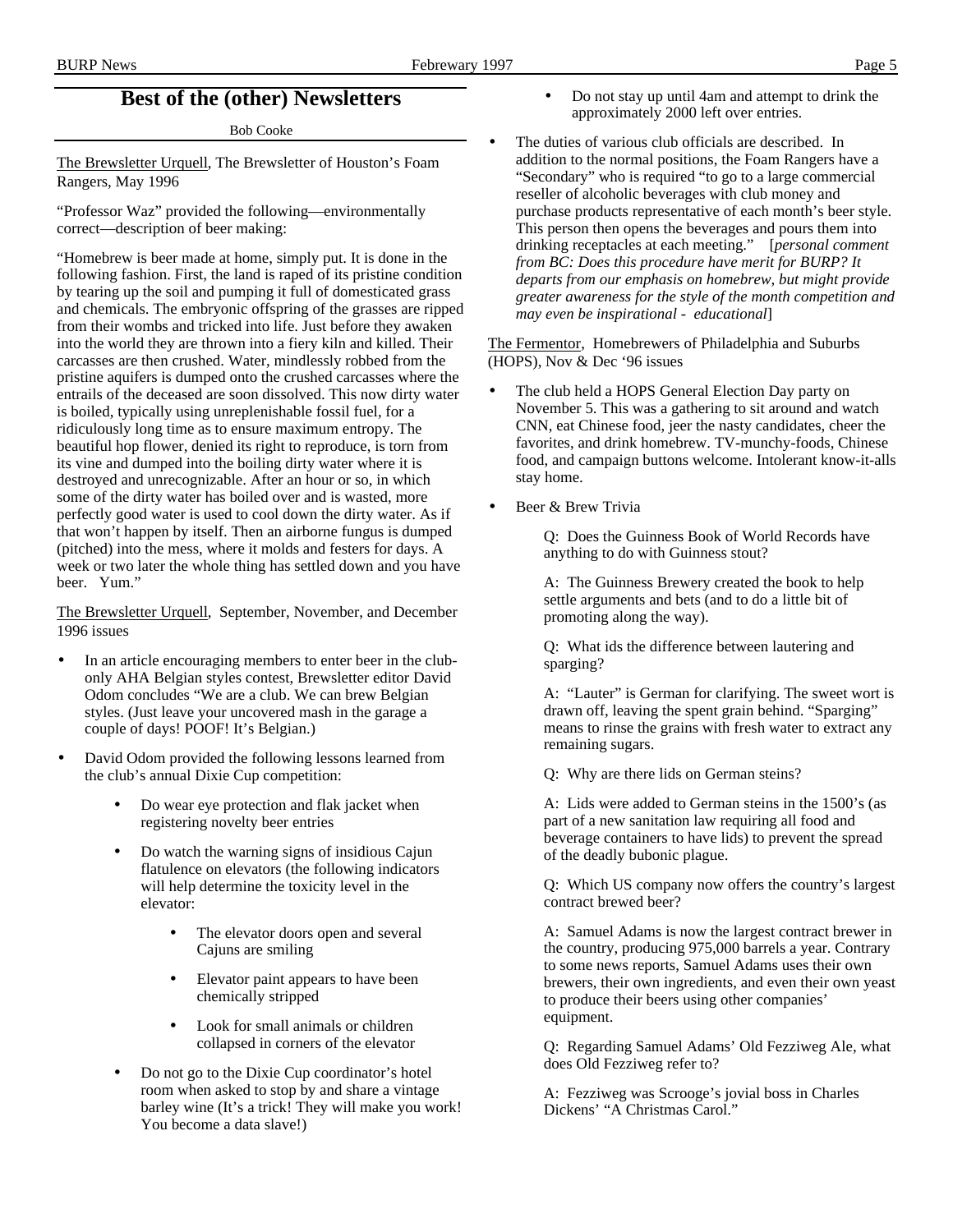## Best of the (other) Newsletters

Bob Cooke

The Brewsletter Urquell, The Brewsletter of Houston's Foam Rangers, May 1996

"Professor Waz" provided the following—environmentally correct—description of beer making:

"Homebrew is beer made at home, simply put. It is done in the following fashion. First, the land is raped of its pristine condition by tearing up the soil and pumping it full of domesticated grass and chemicals. The embryonic offspring of the grasses are ripped from their wombs and tricked into life. Just before they awaken into the world they are thrown into a fiery kiln and killed. Their carcasses are then crushed. Water, mindlessly robbed from the pristine aquifers is dumped onto the crushed carcasses where the entrails of the deceased are soon dissolved. This now dirty water is boiled, typically using unreplenishable fossil fuel, for a ridiculously long time as to ensure maximum entropy. The beautiful hop flower, denied its right to reproduce, is torn from its vine and dumped into the boiling dirty water where it is destroyed and unrecognizable. After an hour or so, in which some of the dirty water has boiled over and is wasted, more perfectly good water is used to cool down the dirty water. As if that won't happen by itself. Then an airborne fungus is dumped (pitched) into the mess, where it molds and festers for days. A week or two later the whole thing has settled down and you have beer. Yum."

The Brewsletter Urquell, September, November, and December 1996 issues

- In an article encouraging members to enter beer in the club-only AHA Belgian styles contest, Brewsletter editor David Odom concludes "We are a club. We can brew Belgian styles. (Just leave your uncovered mash in the garage a couple of days! POOF! It's Belgian.)
- David Odom provided the following lessons learned from the club's annual Dixie Cup competition:
    - Do wear eye protection and flak jacket when registering novelty beer entries
    - Do watch the warning signs of insidious Cajun flatulence on elevators (the following indicators will help determine the toxicity level in the elevator:
        - The elevator doors open and several Cajuns are smiling
        - Elevator paint appears to have been chemically stripped
        - Look for small animals or children collapsed in corners of the elevator
    - Do not go to the Dixie Cup coordinator's hotel room when asked to stop by and share a vintage barley wine (It's a trick! They will make you work! You become a data slave!)
    - Do not stay up until 4am and attempt to drink the approximately 2000 left over entries.
- The duties of various club officials are described. In addition to the normal positions, the Foam Rangers have a "Secondary" who is required "to go to a large commercial reseller of alcoholic beverages with club money and purchase products representative of each month's beer style. This person then opens the beverages and pours them into drinking receptacles at each meeting." [*personal comment from BC: Does this procedure have merit for BURP? It departs from our emphasis on homebrew, but might provide greater awareness for the style of the month competition and may even be inspirational - educational*]

The Fermentor, Homebrewers of Philadelphia and Suburbs (HOPS), Nov & Dec '96 issues

- The club held a HOPS General Election Day party on November 5. This was a gathering to sit around and watch CNN, eat Chinese food, jeer the nasty candidates, cheer the favorites, and drink homebrew. TV-munchy-foods, Chinese food, and campaign buttons welcome. Intolerant know-it-alls stay home.
- Beer & Brew Trivia

    Q: Does the Guinness Book of World Records have anything to do with Guinness stout?

    A: The Guinness Brewery created the book to help settle arguments and bets (and to do a little bit of promoting along the way).

    Q: What ids the difference between lautering and sparging?

    A: "Lauter" is German for clarifying. The sweet wort is drawn off, leaving the spent grain behind. "Sparging" means to rinse the grains with fresh water to extract any remaining sugars.

    Q: Why are there lids on German steins?

    A: Lids were added to German steins in the 1500's (as part of a new sanitation law requiring all food and beverage containers to have lids) to prevent the spread of the deadly bubonic plague.

    Q: Which US company now offers the country's largest contract brewed beer?

    A: Samuel Adams is now the largest contract brewer in the country, producing 975,000 barrels a year. Contrary to some news reports, Samuel Adams uses their own brewers, their own ingredients, and even their own yeast to produce their beers using other companies' equipment.

    Q: Regarding Samuel Adams' Old Fezziweg Ale, what does Old Fezziweg refer to?

    A: Fezziweg was Scrooge's jovial boss in Charles Dickens' "A Christmas Carol."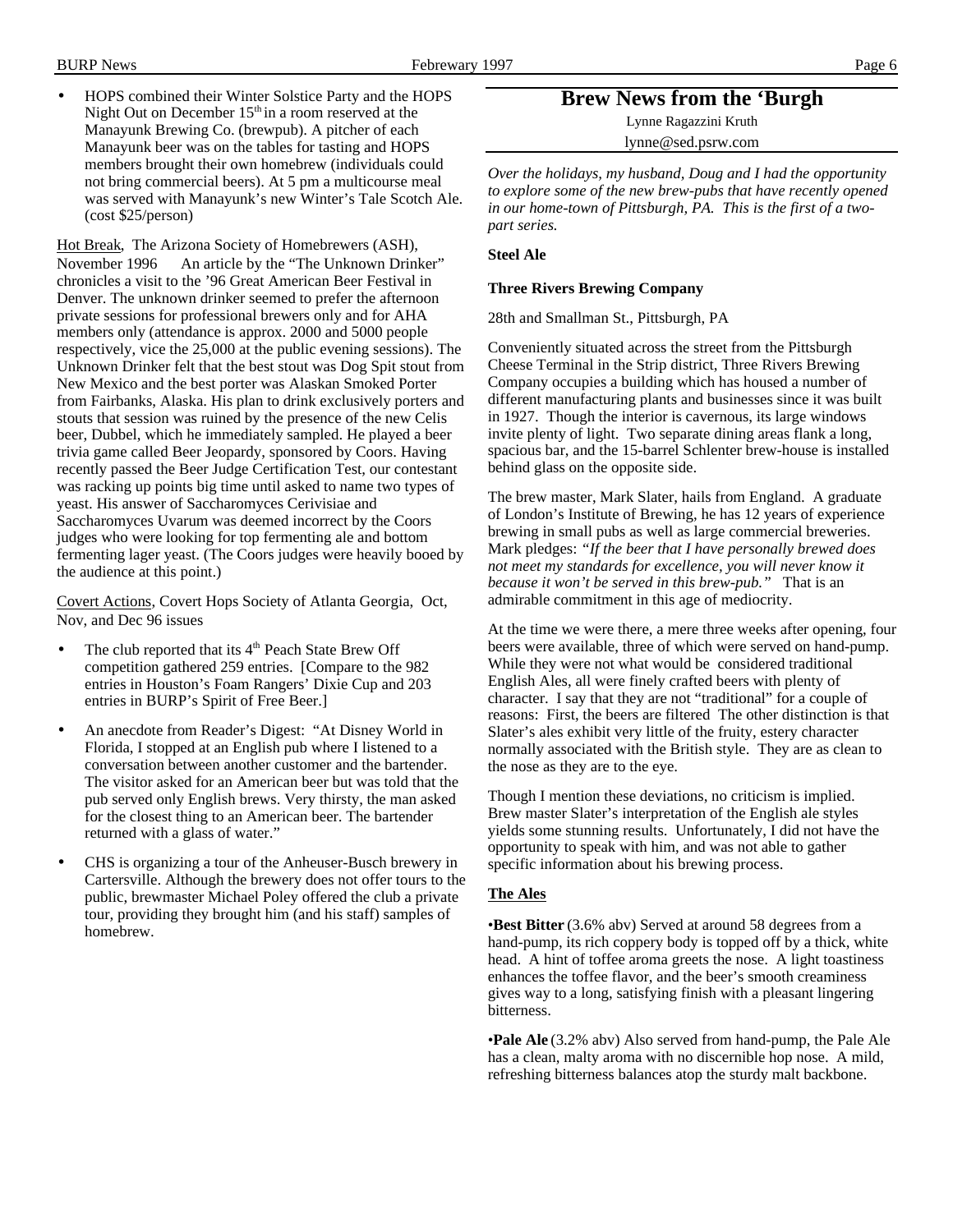- HOPS combined their Winter Solstice Party and the HOPS Night Out on December 15th in a room reserved at the Manayunk Brewing Co. (brewpub). A pitcher of each Manayunk beer was on the tables for tasting and HOPS members brought their own homebrew (individuals could not bring commercial beers). At 5 pm a multicourse meal was served with Manayunk's new Winter's Tale Scotch Ale. (cost $25/person)

Hot Break, The Arizona Society of Homebrewers (ASH), November 1996 An article by the "The Unknown Drinker" chronicles a visit to the '96 Great American Beer Festival in Denver. The unknown drinker seemed to prefer the afternoon private sessions for professional brewers only and for AHA members only (attendance is approx. 2000 and 5000 people respectively, vice the 25,000 at the public evening sessions). The Unknown Drinker felt that the best stout was Dog Spit stout from New Mexico and the best porter was Alaskan Smoked Porter from Fairbanks, Alaska. His plan to drink exclusively porters and stouts that session was ruined by the presence of the new Celis beer, Dubbel, which he immediately sampled. He played a beer trivia game called Beer Jeopardy, sponsored by Coors. Having recently passed the Beer Judge Certification Test, our contestant was racking up points big time until asked to name two types of yeast. His answer of Saccharomyces Cerivisiae and Saccharomyces Uvarum was deemed incorrect by the Coors judges who were looking for top fermenting ale and bottom fermenting lager yeast. (The Coors judges were heavily booed by the audience at this point.)

Covert Actions, Covert Hops Society of Atlanta Georgia, Oct, Nov, and Dec 96 issues

- The club reported that its 4th Peach State Brew Off competition gathered 259 entries. [Compare to the 982 entries in Houston's Foam Rangers' Dixie Cup and 203 entries in BURP's Spirit of Free Beer.]
- An anecdote from Reader's Digest: "At Disney World in Florida, I stopped at an English pub where I listened to a conversation between another customer and the bartender. The visitor asked for an American beer but was told that the pub served only English brews. Very thirsty, the man asked for the closest thing to an American beer. The bartender returned with a glass of water."
- CHS is organizing a tour of the Anheuser-Busch brewery in Cartersville. Although the brewery does not offer tours to the public, brewmaster Michael Poley offered the club a private tour, providing they brought him (and his staff) samples of homebrew.

## Brew News from the 'Burgh

Lynne Ragazzini Kruth
lynne@sed.psrw.com

*Over the holidays, my husband, Doug and I had the opportunity to explore some of the new brew-pubs that have recently opened in our home-town of Pittsburgh, PA. This is the first of a two-part series.*

**Steel Ale**

**Three Rivers Brewing Company**

28th and Smallman St., Pittsburgh, PA

Conveniently situated across the street from the Pittsburgh Cheese Terminal in the Strip district, Three Rivers Brewing Company occupies a building which has housed a number of different manufacturing plants and businesses since it was built in 1927. Though the interior is cavernous, its large windows invite plenty of light. Two separate dining areas flank a long, spacious bar, and the 15-barrel Schlenter brew-house is installed behind glass on the opposite side.

The brew master, Mark Slater, hails from England. A graduate of London's Institute of Brewing, he has 12 years of experience brewing in small pubs as well as large commercial breweries. Mark pledges: *"If the beer that I have personally brewed does not meet my standards for excellence, you will never know it because it won't be served in this brew-pub."* That is an admirable commitment in this age of mediocrity.

At the time we were there, a mere three weeks after opening, four beers were available, three of which were served on hand-pump. While they were not what would be considered traditional English Ales, all were finely crafted beers with plenty of character. I say that they are not "traditional" for a couple of reasons: First, the beers are filtered The other distinction is that Slater's ales exhibit very little of the fruity, estery character normally associated with the British style. They are as clean to the nose as they are to the eye.

Though I mention these deviations, no criticism is implied. Brew master Slater's interpretation of the English ale styles yields some stunning results. Unfortunately, I did not have the opportunity to speak with him, and was not able to gather specific information about his brewing process.

**The Ales**

•**Best Bitter** (3.6% abv) Served at around 58 degrees from a hand-pump, its rich coppery body is topped off by a thick, white head. A hint of toffee aroma greets the nose. A light toastiness enhances the toffee flavor, and the beer's smooth creaminess gives way to a long, satisfying finish with a pleasant lingering bitterness.

•**Pale Ale** (3.2% abv) Also served from hand-pump, the Pale Ale has a clean, malty aroma with no discernible hop nose. A mild, refreshing bitterness balances atop the sturdy malt backbone.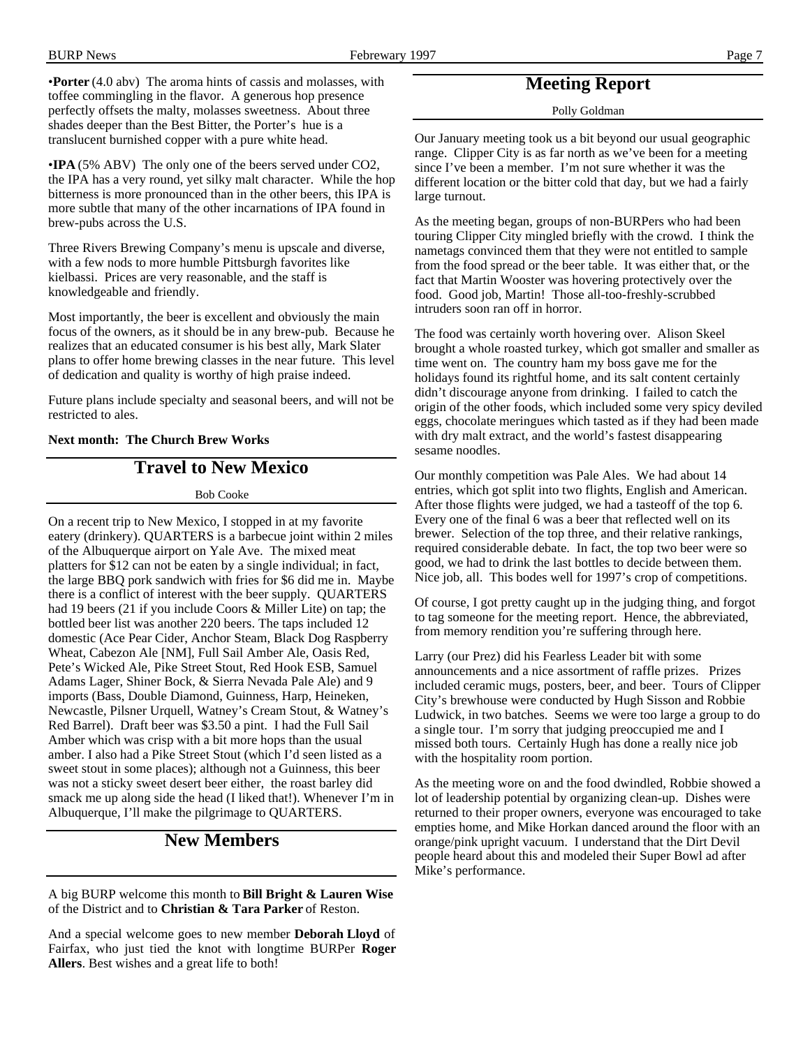•**Porter** (4.0 abv) The aroma hints of cassis and molasses, with toffee commingling in the flavor. A generous hop presence perfectly offsets the malty, molasses sweetness. About three shades deeper than the Best Bitter, the Porter's hue is a translucent burnished copper with a pure white head.

•**IPA** (5% ABV) The only one of the beers served under CO2, the IPA has a very round, yet silky malt character. While the hop bitterness is more pronounced than in the other beers, this IPA is more subtle that many of the other incarnations of IPA found in brew-pubs across the U.S.

Three Rivers Brewing Company's menu is upscale and diverse, with a few nods to more humble Pittsburgh favorites like kielbassi. Prices are very reasonable, and the staff is knowledgeable and friendly.

Most importantly, the beer is excellent and obviously the main focus of the owners, as it should be in any brew-pub. Because he realizes that an educated consumer is his best ally, Mark Slater plans to offer home brewing classes in the near future. This level of dedication and quality is worthy of high praise indeed.

Future plans include specialty and seasonal beers, and will not be restricted to ales.

**Next month: The Church Brew Works**

## Travel to New Mexico

Bob Cooke

On a recent trip to New Mexico, I stopped in at my favorite eatery (drinkery). QUARTERS is a barbecue joint within 2 miles of the Albuquerque airport on Yale Ave. The mixed meat platters for $12 can not be eaten by a single individual; in fact, the large BBQ pork sandwich with fries for $6 did me in. Maybe there is a conflict of interest with the beer supply. QUARTERS had 19 beers (21 if you include Coors & Miller Lite) on tap; the bottled beer list was another 220 beers. The taps included 12 domestic (Ace Pear Cider, Anchor Steam, Black Dog Raspberry Wheat, Cabezon Ale [NM], Full Sail Amber Ale, Oasis Red, Pete's Wicked Ale, Pike Street Stout, Red Hook ESB, Samuel Adams Lager, Shiner Bock, & Sierra Nevada Pale Ale) and 9 imports (Bass, Double Diamond, Guinness, Harp, Heineken, Newcastle, Pilsner Urquell, Watney's Cream Stout, & Watney's Red Barrel). Draft beer was $3.50 a pint. I had the Full Sail Amber which was crisp with a bit more hops than the usual amber. I also had a Pike Street Stout (which I'd seen listed as a sweet stout in some places); although not a Guinness, this beer was not a sticky sweet desert beer either, the roast barley did smack me up along side the head (I liked that!). Whenever I'm in Albuquerque, I'll make the pilgrimage to QUARTERS.

## New Members

A big BURP welcome this month to **Bill Bright & Lauren Wise** of the District and to **Christian & Tara Parker** of Reston.

And a special welcome goes to new member **Deborah Lloyd** of Fairfax, who just tied the knot with longtime BURPer **Roger Allers**. Best wishes and a great life to both!

## Meeting Report

Polly Goldman

Our January meeting took us a bit beyond our usual geographic range. Clipper City is as far north as we've been for a meeting since I've been a member. I'm not sure whether it was the different location or the bitter cold that day, but we had a fairly large turnout.

As the meeting began, groups of non-BURPers who had been touring Clipper City mingled briefly with the crowd. I think the nametags convinced them that they were not entitled to sample from the food spread or the beer table. It was either that, or the fact that Martin Wooster was hovering protectively over the food. Good job, Martin! Those all-too-freshly-scrubbed intruders soon ran off in horror.

The food was certainly worth hovering over. Alison Skeel brought a whole roasted turkey, which got smaller and smaller as time went on. The country ham my boss gave me for the holidays found its rightful home, and its salt content certainly didn't discourage anyone from drinking. I failed to catch the origin of the other foods, which included some very spicy deviled eggs, chocolate meringues which tasted as if they had been made with dry malt extract, and the world's fastest disappearing sesame noodles.

Our monthly competition was Pale Ales. We had about 14 entries, which got split into two flights, English and American. After those flights were judged, we had a tasteoff of the top 6. Every one of the final 6 was a beer that reflected well on its brewer. Selection of the top three, and their relative rankings, required considerable debate. In fact, the top two beer were so good, we had to drink the last bottles to decide between them. Nice job, all. This bodes well for 1997's crop of competitions.

Of course, I got pretty caught up in the judging thing, and forgot to tag someone for the meeting report. Hence, the abbreviated, from memory rendition you're suffering through here.

Larry (our Prez) did his Fearless Leader bit with some announcements and a nice assortment of raffle prizes. Prizes included ceramic mugs, posters, beer, and beer. Tours of Clipper City's brewhouse were conducted by Hugh Sisson and Robbie Ludwick, in two batches. Seems we were too large a group to do a single tour. I'm sorry that judging preoccupied me and I missed both tours. Certainly Hugh has done a really nice job with the hospitality room portion.

As the meeting wore on and the food dwindled, Robbie showed a lot of leadership potential by organizing clean-up. Dishes were returned to their proper owners, everyone was encouraged to take empties home, and Mike Horkan danced around the floor with an orange/pink upright vacuum. I understand that the Dirt Devil people heard about this and modeled their Super Bowl ad after Mike's performance.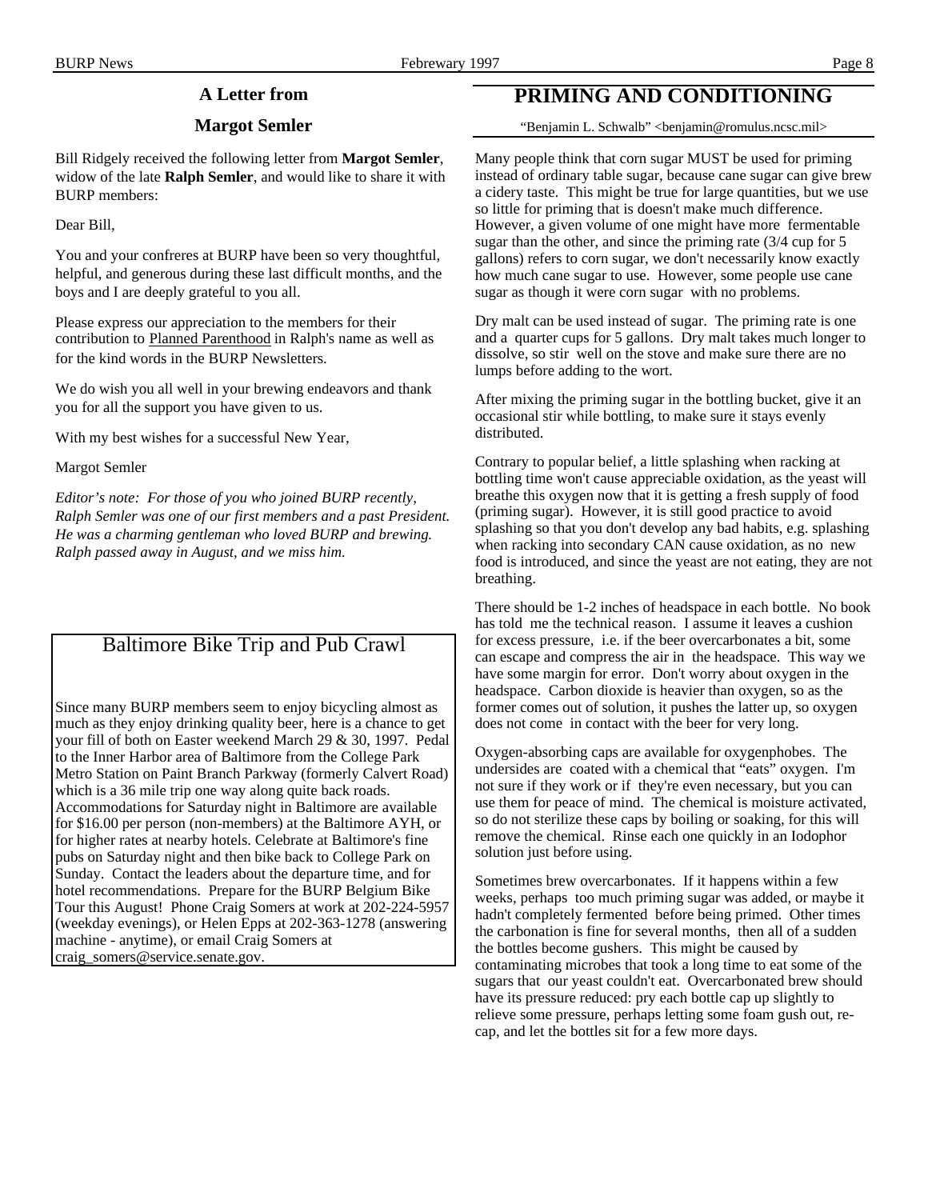## A Letter from

## Margot Semler

Bill Ridgely received the following letter from **Margot Semler**, widow of the late **Ralph Semler**, and would like to share it with BURP members:

Dear Bill,

You and your confreres at BURP have been so very thoughtful, helpful, and generous during these last difficult months, and the boys and I are deeply grateful to you all.

Please express our appreciation to the members for their contribution to Planned Parenthood in Ralph's name as well as for the kind words in the BURP Newsletters.

We do wish you all well in your brewing endeavors and thank you for all the support you have given to us.

With my best wishes for a successful New Year,

Margot Semler

*Editor's note: For those of you who joined BURP recently, Ralph Semler was one of our first members and a past President. He was a charming gentleman who loved BURP and brewing. Ralph passed away in August, and we miss him.*

## Baltimore Bike Trip and Pub Crawl

Since many BURP members seem to enjoy bicycling almost as much as they enjoy drinking quality beer, here is a chance to get your fill of both on Easter weekend March 29 & 30, 1997. Pedal to the Inner Harbor area of Baltimore from the College Park Metro Station on Paint Branch Parkway (formerly Calvert Road) which is a 36 mile trip one way along quite back roads. Accommodations for Saturday night in Baltimore are available for $16.00 per person (non-members) at the Baltimore AYH, or for higher rates at nearby hotels. Celebrate at Baltimore's fine pubs on Saturday night and then bike back to College Park on Sunday. Contact the leaders about the departure time, and for hotel recommendations. Prepare for the BURP Belgium Bike Tour this August! Phone Craig Somers at work at 202-224-5957 (weekday evenings), or Helen Epps at 202-363-1278 (answering machine - anytime), or email Craig Somers at craig_somers@service.senate.gov.

# PRIMING AND CONDITIONING

"Benjamin L. Schwalb" <benjamin@romulus.ncsc.mil>

Many people think that corn sugar MUST be used for priming instead of ordinary table sugar, because cane sugar can give brew a cidery taste. This might be true for large quantities, but we use so little for priming that is doesn't make much difference. However, a given volume of one might have more fermentable sugar than the other, and since the priming rate (3/4 cup for 5 gallons) refers to corn sugar, we don't necessarily know exactly how much cane sugar to use. However, some people use cane sugar as though it were corn sugar with no problems.

Dry malt can be used instead of sugar. The priming rate is one and a quarter cups for 5 gallons. Dry malt takes much longer to dissolve, so stir well on the stove and make sure there are no lumps before adding to the wort.

After mixing the priming sugar in the bottling bucket, give it an occasional stir while bottling, to make sure it stays evenly distributed.

Contrary to popular belief, a little splashing when racking at bottling time won't cause appreciable oxidation, as the yeast will breathe this oxygen now that it is getting a fresh supply of food (priming sugar). However, it is still good practice to avoid splashing so that you don't develop any bad habits, e.g. splashing when racking into secondary CAN cause oxidation, as no new food is introduced, and since the yeast are not eating, they are not breathing.

There should be 1-2 inches of headspace in each bottle. No book has told me the technical reason. I assume it leaves a cushion for excess pressure, i.e. if the beer overcarbonates a bit, some can escape and compress the air in the headspace. This way we have some margin for error. Don't worry about oxygen in the headspace. Carbon dioxide is heavier than oxygen, so as the former comes out of solution, it pushes the latter up, so oxygen does not come in contact with the beer for very long.

Oxygen-absorbing caps are available for oxygenphobes. The undersides are coated with a chemical that "eats" oxygen. I'm not sure if they work or if they're even necessary, but you can use them for peace of mind. The chemical is moisture activated, so do not sterilize these caps by boiling or soaking, for this will remove the chemical. Rinse each one quickly in an Iodophor solution just before using.

Sometimes brew overcarbonates. If it happens within a few weeks, perhaps too much priming sugar was added, or maybe it hadn't completely fermented before being primed. Other times the carbonation is fine for several months, then all of a sudden the bottles become gushers. This might be caused by contaminating microbes that took a long time to eat some of the sugars that our yeast couldn't eat. Overcarbonated brew should have its pressure reduced: pry each bottle cap up slightly to relieve some pressure, perhaps letting some foam gush out, re-cap, and let the bottles sit for a few more days.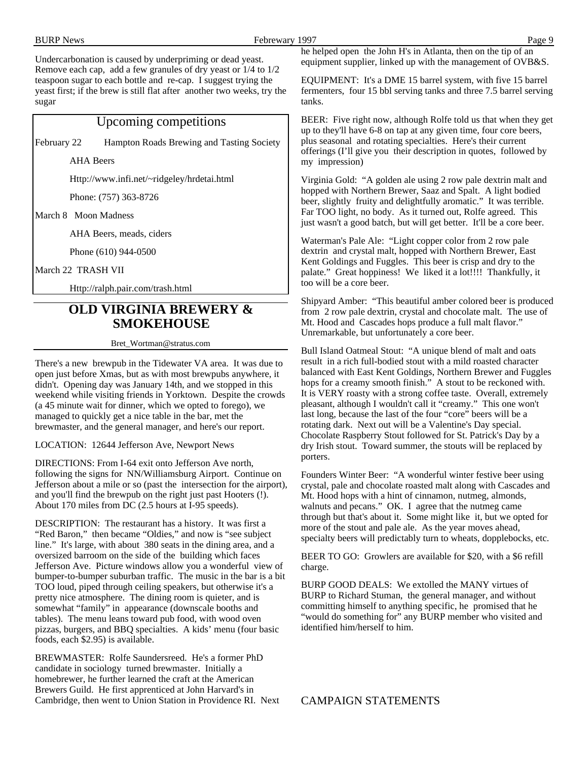Undercarbonation is caused by underpriming or dead yeast. Remove each cap, add a few granules of dry yeast or 1/4 to 1/2 teaspoon sugar to each bottle and re-cap. I suggest trying the yeast first; if the brew is still flat after another two weeks, try the sugar

## Upcoming competitions

February 22 Hampton Roads Brewing and Tasting Society

AHA Beers

Http://www.infi.net/~ridgeley/hrdetai.html

Phone: (757) 363-8726

March 8 Moon Madness

AHA Beers, meads, ciders

Phone (610) 944-0500

March 22 TRASH VII

Http://ralph.pair.com/trash.html

## OLD VIRGINIA BREWERY & SMOKEHOUSE

Bret_Wortman@stratus.com

There's a new brewpub in the Tidewater VA area. It was due to open just before Xmas, but as with most brewpubs anywhere, it didn't. Opening day was January 14th, and we stopped in this weekend while visiting friends in Yorktown. Despite the crowds (a 45 minute wait for dinner, which we opted to forego), we managed to quickly get a nice table in the bar, met the brewmaster, and the general manager, and here's our report.

LOCATION: 12644 Jefferson Ave, Newport News

DIRECTIONS: From I-64 exit onto Jefferson Ave north, following the signs for NN/Williamsburg Airport. Continue on Jefferson about a mile or so (past the intersection for the airport), and you'll find the brewpub on the right just past Hooters (!). About 170 miles from DC (2.5 hours at I-95 speeds).

DESCRIPTION: The restaurant has a history. It was first a "Red Baron," then became "Oldies," and now is "see subject line." It's large, with about 380 seats in the dining area, and a oversized barroom on the side of the building which faces Jefferson Ave. Picture windows allow you a wonderful view of bumper-to-bumper suburban traffic. The music in the bar is a bit TOO loud, piped through ceiling speakers, but otherwise it's a pretty nice atmosphere. The dining room is quieter, and is somewhat "family" in appearance (downscale booths and tables). The menu leans toward pub food, with wood oven pizzas, burgers, and BBQ specialties. A kids' menu (four basic foods, each $2.95) is available.

BREWMASTER: Rolfe Saundersreed. He's a former PhD candidate in sociology turned brewmaster. Initially a homebrewer, he further learned the craft at the American Brewers Guild. He first apprenticed at John Harvard's in Cambridge, then went to Union Station in Providence RI. Next he helped open the John H's in Atlanta, then on the tip of an equipment supplier, linked up with the management of OVB&S.

EQUIPMENT: It's a DME 15 barrel system, with five 15 barrel fermenters, four 15 bbl serving tanks and three 7.5 barrel serving tanks.

BEER: Five right now, although Rolfe told us that when they get up to they'll have 6-8 on tap at any given time, four core beers, plus seasonal and rotating specialties. Here's their current offerings (I'll give you their description in quotes, followed by my impression)

Virginia Gold: "A golden ale using 2 row pale dextrin malt and hopped with Northern Brewer, Saaz and Spalt. A light bodied beer, slightly fruity and delightfully aromatic." It was terrible. Far TOO light, no body. As it turned out, Rolfe agreed. This just wasn't a good batch, but will get better. It'll be a core beer.

Waterman's Pale Ale: "Light copper color from 2 row pale dextrin and crystal malt, hopped with Northern Brewer, East Kent Goldings and Fuggles. This beer is crisp and dry to the palate." Great hoppiness! We liked it a lot!!!! Thankfully, it too will be a core beer.

Shipyard Amber: "This beautiful amber colored beer is produced from 2 row pale dextrin, crystal and chocolate malt. The use of Mt. Hood and Cascades hops produce a full malt flavor." Unremarkable, but unfortunately a core beer.

Bull Island Oatmeal Stout: "A unique blend of malt and oats result in a rich full-bodied stout with a mild roasted character balanced with East Kent Goldings, Northern Brewer and Fuggles hops for a creamy smooth finish." A stout to be reckoned with. It is VERY roasty with a strong coffee taste. Overall, extremely pleasant, although I wouldn't call it "creamy." This one won't last long, because the last of the four "core" beers will be a rotating dark. Next out will be a Valentine's Day special. Chocolate Raspberry Stout followed for St. Patrick's Day by a dry Irish stout. Toward summer, the stouts will be replaced by porters.

Founders Winter Beer: "A wonderful winter festive beer using crystal, pale and chocolate roasted malt along with Cascades and Mt. Hood hops with a hint of cinnamon, nutmeg, almonds, walnuts and pecans." OK. I agree that the nutmeg came through but that's about it. Some might like it, but we opted for more of the stout and pale ale. As the year moves ahead, specialty beers will predictably turn to wheats, dopplebocks, etc.

BEER TO GO: Growlers are available for $20, with a $6 refill charge.

BURP GOOD DEALS: We extolled the MANY virtues of BURP to Richard Stuman, the general manager, and without committing himself to anything specific, he promised that he "would do something for" any BURP member who visited and identified him/herself to him.

## CAMPAIGN STATEMENTS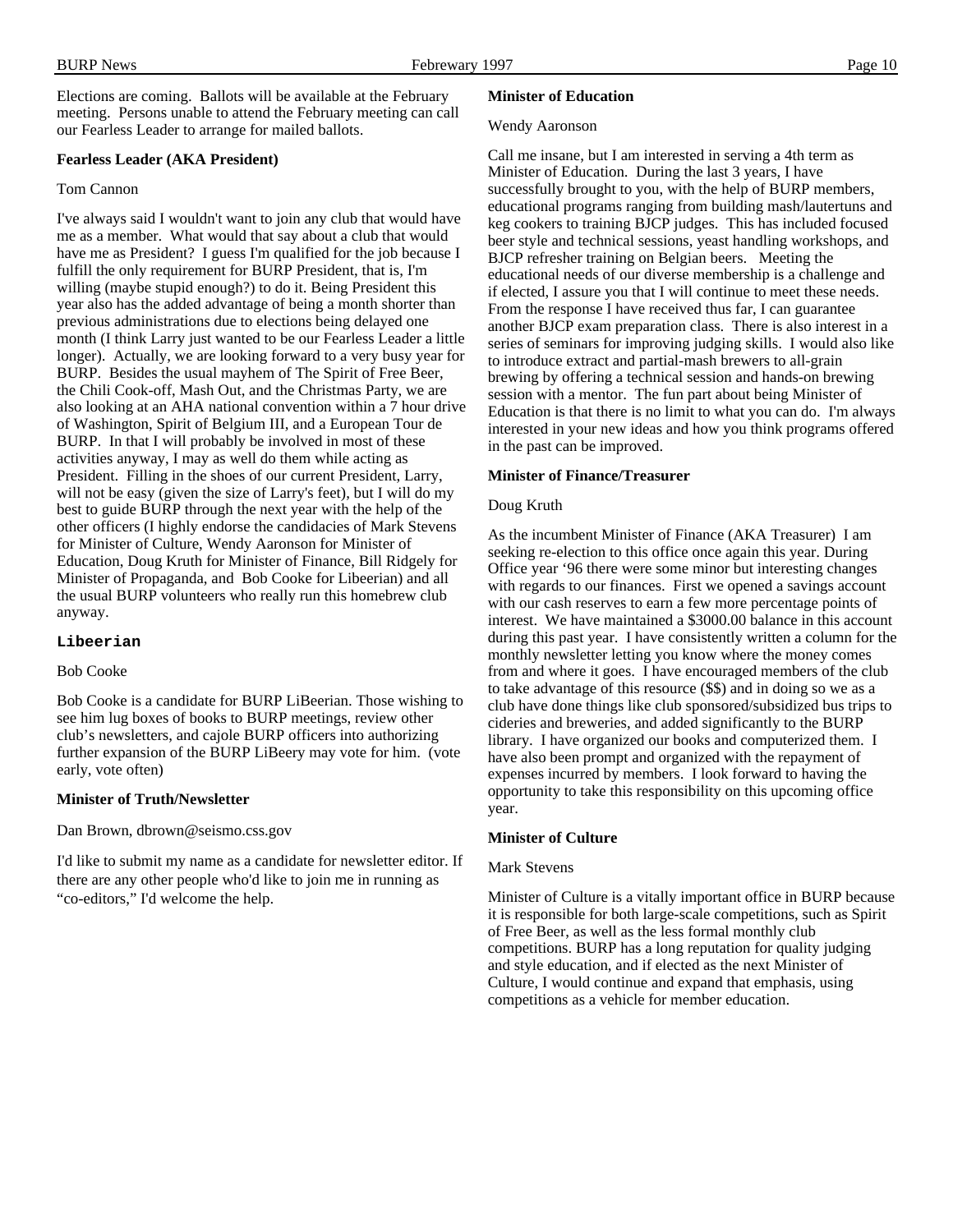Elections are coming. Ballots will be available at the February meeting. Persons unable to attend the February meeting can call our Fearless Leader to arrange for mailed ballots.

**Fearless Leader (AKA President)**

Tom Cannon

I've always said I wouldn't want to join any club that would have me as a member. What would that say about a club that would have me as President? I guess I'm qualified for the job because I fulfill the only requirement for BURP President, that is, I'm willing (maybe stupid enough?) to do it. Being President this year also has the added advantage of being a month shorter than previous administrations due to elections being delayed one month (I think Larry just wanted to be our Fearless Leader a little longer). Actually, we are looking forward to a very busy year for BURP. Besides the usual mayhem of The Spirit of Free Beer, the Chili Cook-off, Mash Out, and the Christmas Party, we are also looking at an AHA national convention within a 7 hour drive of Washington, Spirit of Belgium III, and a European Tour de BURP. In that I will probably be involved in most of these activities anyway, I may as well do them while acting as President. Filling in the shoes of our current President, Larry, will not be easy (given the size of Larry's feet), but I will do my best to guide BURP through the next year with the help of the other officers (I highly endorse the candidacies of Mark Stevens for Minister of Culture, Wendy Aaronson for Minister of Education, Doug Kruth for Minister of Finance, Bill Ridgely for Minister of Propaganda, and Bob Cooke for Libeerian) and all the usual BURP volunteers who really run this homebrew club anyway.

**Libeerian**

Bob Cooke

Bob Cooke is a candidate for BURP LiBeerian. Those wishing to see him lug boxes of books to BURP meetings, review other club's newsletters, and cajole BURP officers into authorizing further expansion of the BURP LiBeery may vote for him. (vote early, vote often)

**Minister of Truth/Newsletter**

Dan Brown, dbrown@seismo.css.gov

I'd like to submit my name as a candidate for newsletter editor. If there are any other people who'd like to join me in running as "co-editors," I'd welcome the help.

**Minister of Education**

Wendy Aaronson

Call me insane, but I am interested in serving a 4th term as Minister of Education. During the last 3 years, I have successfully brought to you, with the help of BURP members, educational programs ranging from building mash/lautertuns and keg cookers to training BJCP judges. This has included focused beer style and technical sessions, yeast handling workshops, and BJCP refresher training on Belgian beers. Meeting the educational needs of our diverse membership is a challenge and if elected, I assure you that I will continue to meet these needs. From the response I have received thus far, I can guarantee another BJCP exam preparation class. There is also interest in a series of seminars for improving judging skills. I would also like to introduce extract and partial-mash brewers to all-grain brewing by offering a technical session and hands-on brewing session with a mentor. The fun part about being Minister of Education is that there is no limit to what you can do. I'm always interested in your new ideas and how you think programs offered in the past can be improved.

**Minister of Finance/Treasurer**

Doug Kruth

As the incumbent Minister of Finance (AKA Treasurer) I am seeking re-election to this office once again this year. During Office year '96 there were some minor but interesting changes with regards to our finances. First we opened a savings account with our cash reserves to earn a few more percentage points of interest. We have maintained a $3000.00 balance in this account during this past year. I have consistently written a column for the monthly newsletter letting you know where the money comes from and where it goes. I have encouraged members of the club to take advantage of this resource ($$) and in doing so we as a club have done things like club sponsored/subsidized bus trips to cideries and breweries, and added significantly to the BURP library. I have organized our books and computerized them. I have also been prompt and organized with the repayment of expenses incurred by members. I look forward to having the opportunity to take this responsibility on this upcoming office year.

**Minister of Culture**

Mark Stevens

Minister of Culture is a vitally important office in BURP because it is responsible for both large-scale competitions, such as Spirit of Free Beer, as well as the less formal monthly club competitions. BURP has a long reputation for quality judging and style education, and if elected as the next Minister of Culture, I would continue and expand that emphasis, using competitions as a vehicle for member education.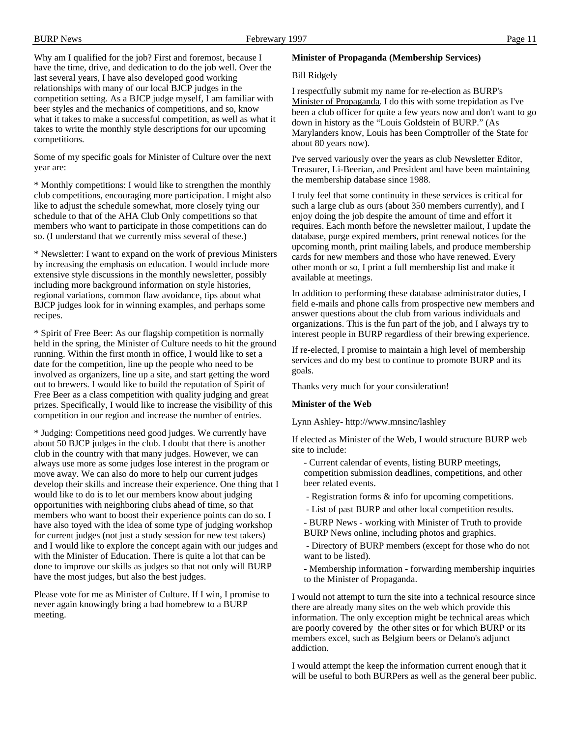Why am I qualified for the job? First and foremost, because I have the time, drive, and dedication to do the job well. Over the last several years, I have also developed good working relationships with many of our local BJCP judges in the competition setting. As a BJCP judge myself, I am familiar with beer styles and the mechanics of competitions, and so, know what it takes to make a successful competition, as well as what it takes to write the monthly style descriptions for our upcoming competitions.

Some of my specific goals for Minister of Culture over the next year are:

* Monthly competitions: I would like to strengthen the monthly club competitions, encouraging more participation. I might also like to adjust the schedule somewhat, more closely tying our schedule to that of the AHA Club Only competitions so that members who want to participate in those competitions can do so. (I understand that we currently miss several of these.)

* Newsletter: I want to expand on the work of previous Ministers by increasing the emphasis on education. I would include more extensive style discussions in the monthly newsletter, possibly including more background information on style histories, regional variations, common flaw avoidance, tips about what BJCP judges look for in winning examples, and perhaps some recipes.

* Spirit of Free Beer: As our flagship competition is normally held in the spring, the Minister of Culture needs to hit the ground running. Within the first month in office, I would like to set a date for the competition, line up the people who need to be involved as organizers, line up a site, and start getting the word out to brewers. I would like to build the reputation of Spirit of Free Beer as a class competition with quality judging and great prizes. Specifically, I would like to increase the visibility of this competition in our region and increase the number of entries.

* Judging: Competitions need good judges. We currently have about 50 BJCP judges in the club. I doubt that there is another club in the country with that many judges. However, we can always use more as some judges lose interest in the program or move away. We can also do more to help our current judges develop their skills and increase their experience. One thing that I would like to do is to let our members know about judging opportunities with neighboring clubs ahead of time, so that members who want to boost their experience points can do so. I have also toyed with the idea of some type of judging workshop for current judges (not just a study session for new test takers) and I would like to explore the concept again with our judges and with the Minister of Education. There is quite a lot that can be done to improve our skills as judges so that not only will BURP have the most judges, but also the best judges.

Please vote for me as Minister of Culture. If I win, I promise to never again knowingly bring a bad homebrew to a BURP meeting.

**Minister of Propaganda (Membership Services)**

Bill Ridgely

I respectfully submit my name for re-election as BURP's Minister of Propaganda. I do this with some trepidation as I've been a club officer for quite a few years now and don't want to go down in history as the "Louis Goldstein of BURP." (As Marylanders know, Louis has been Comptroller of the State for about 80 years now).

I've served variously over the years as club Newsletter Editor, Treasurer, Li-Beerian, and President and have been maintaining the membership database since 1988.

I truly feel that some continuity in these services is critical for such a large club as ours (about 350 members currently), and I enjoy doing the job despite the amount of time and effort it requires. Each month before the newsletter mailout, I update the database, purge expired members, print renewal notices for the upcoming month, print mailing labels, and produce membership cards for new members and those who have renewed. Every other month or so, I print a full membership list and make it available at meetings.

In addition to performing these database administrator duties, I field e-mails and phone calls from prospective new members and answer questions about the club from various individuals and organizations. This is the fun part of the job, and I always try to interest people in BURP regardless of their brewing experience.

If re-elected, I promise to maintain a high level of membership services and do my best to continue to promote BURP and its goals.

Thanks very much for your consideration!

**Minister of the Web**

Lynn Ashley- http://www.mnsinc/lashley

If elected as Minister of the Web, I would structure BURP web site to include:

- Current calendar of events, listing BURP meetings, competition submission deadlines, competitions, and other beer related events.
- Registration forms & info for upcoming competitions.
- List of past BURP and other local competition results.
- BURP News - working with Minister of Truth to provide BURP News online, including photos and graphics.
- Directory of BURP members (except for those who do not want to be listed).
- Membership information - forwarding membership inquiries to the Minister of Propaganda.

I would not attempt to turn the site into a technical resource since there are already many sites on the web which provide this information. The only exception might be technical areas which are poorly covered by the other sites or for which BURP or its members excel, such as Belgium beers or Delano's adjunct addiction.

I would attempt the keep the information current enough that it will be useful to both BURPers as well as the general beer public.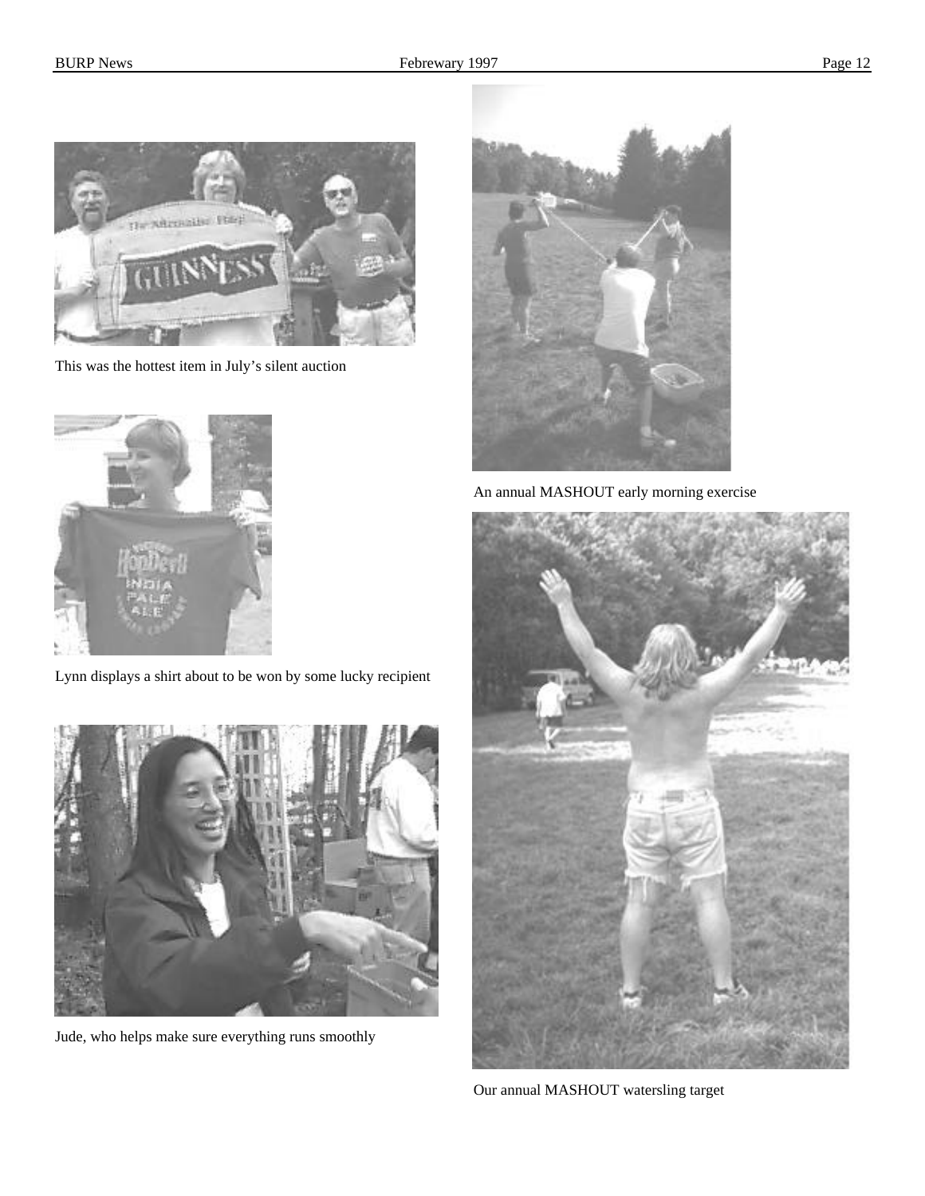This was the hottest item in July’s silent auction

Lynn displays a shirt about to be won by some lucky recipient

Jude, who helps make sure everything runs smoothly

An annual MASHOUT early morning exercise

Our annual MASHOUT watersling target